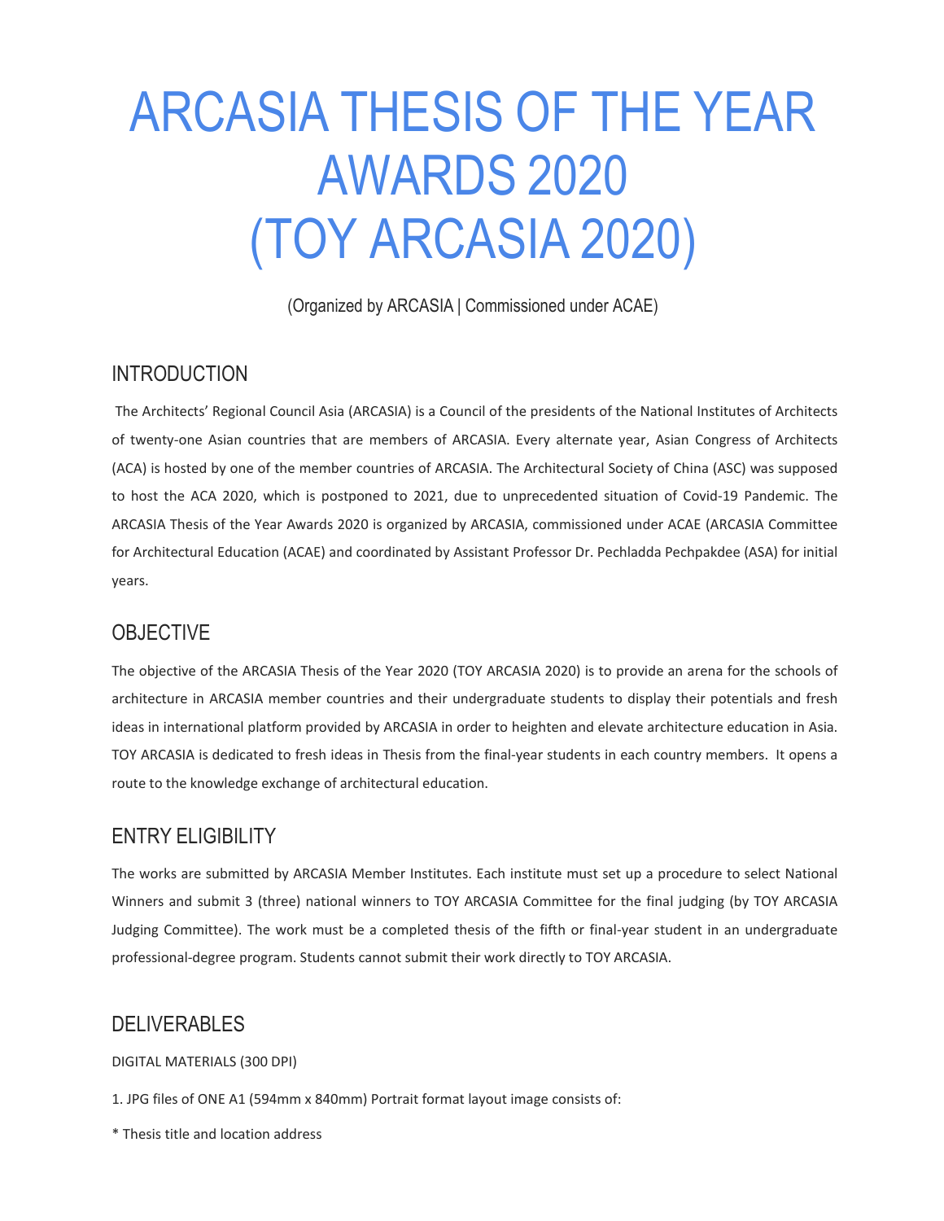# ARCASIA THESIS OF THE YEAR AWARDS 2020 (TOY ARCASIA 2020)

(Organized by ARCASIA | Commissioned under ACAE)

## INTRODUCTION

The Architects' Regional Council Asia (ARCASIA) is a Council of the presidents of the National Institutes of Architects of twenty-one Asian countries that are members of ARCASIA. Every alternate year, Asian Congress of Architects (ACA) is hosted by one of the member countries of ARCASIA. The Architectural Society of China (ASC) was supposed to host the ACA 2020, which is postponed to 2021, due to unprecedented situation of Covid-19 Pandemic. The ARCASIA Thesis of the Year Awards 2020 is organized by ARCASIA, commissioned under ACAE (ARCASIA Committee for Architectural Education (ACAE) and coordinated by Assistant Professor Dr. Pechladda Pechpakdee (ASA) for initial years.

## OBJECTIVE

The objective of the ARCASIA Thesis of the Year 2020 (TOY ARCASIA 2020) is to provide an arena for the schools of architecture in ARCASIA member countries and their undergraduate students to display their potentials and fresh ideas in international platform provided by ARCASIA in order to heighten and elevate architecture education in Asia. TOY ARCASIA is dedicated to fresh ideas in Thesis from the final-year students in each country members. It opens a route to the knowledge exchange of architectural education.

## ENTRY ELIGIBILITY

The works are submitted by ARCASIA Member Institutes. Each institute must set up a procedure to select National Winners and submit 3 (three) national winners to TOY ARCASIA Committee for the final judging (by TOY ARCASIA Judging Committee). The work must be a completed thesis of the fifth or final-year student in an undergraduate professional-degree program. Students cannot submit their work directly to TOY ARCASIA.

## DELIVERABLES

DIGITAL MATERIALS (300 DPI)

1. JPG files of ONE A1 (594mm x 840mm) Portrait format layout image consists of:

* Thesis title and location address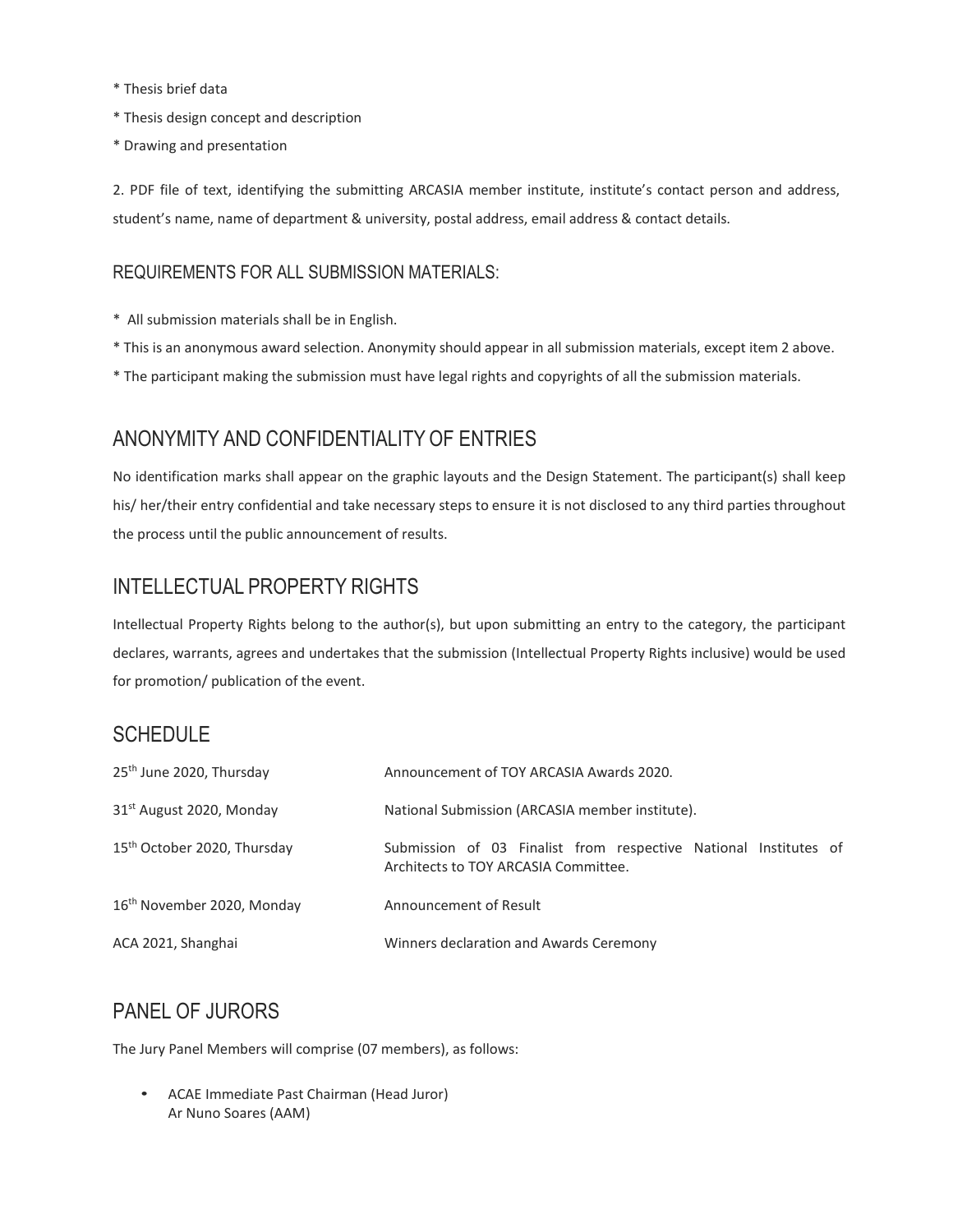* Thesis brief data
* Thesis design concept and description
* Drawing and presentation

2. PDF file of text, identifying the submitting ARCASIA member institute, institute's contact person and address, student's name, name of department & university, postal address, email address & contact details.

### REQUIREMENTS FOR ALL SUBMISSION MATERIALS:

* All submission materials shall be in English.
* This is an anonymous award selection. Anonymity should appear in all submission materials, except item 2 above.
* The participant making the submission must have legal rights and copyrights of all the submission materials.

## ANONYMITY AND CONFIDENTIALITY OF ENTRIES

No identification marks shall appear on the graphic layouts and the Design Statement. The participant(s) shall keep his/ her/their entry confidential and take necessary steps to ensure it is not disclosed to any third parties throughout the process until the public announcement of results.

## INTELLECTUAL PROPERTY RIGHTS

Intellectual Property Rights belong to the author(s), but upon submitting an entry to the category, the participant declares, warrants, agrees and undertakes that the submission (Intellectual Property Rights inclusive) would be used for promotion/ publication of the event.

## SCHEDULE

| | |
|---|---|
| 25th June 2020, Thursday | Announcement of TOY ARCASIA Awards 2020. |
| 31st August 2020, Monday | National Submission (ARCASIA member institute). |
| 15th October 2020, Thursday | Submission of 03 Finalist from respective National Institutes of Architects to TOY ARCASIA Committee. |
| 16th November 2020, Monday | Announcement of Result |
| ACA 2021, Shanghai | Winners declaration and Awards Ceremony |

## PANEL OF JURORS

The Jury Panel Members will comprise (07 members), as follows:

- ACAE Immediate Past Chairman (Head Juror)
  Ar Nuno Soares (AAM)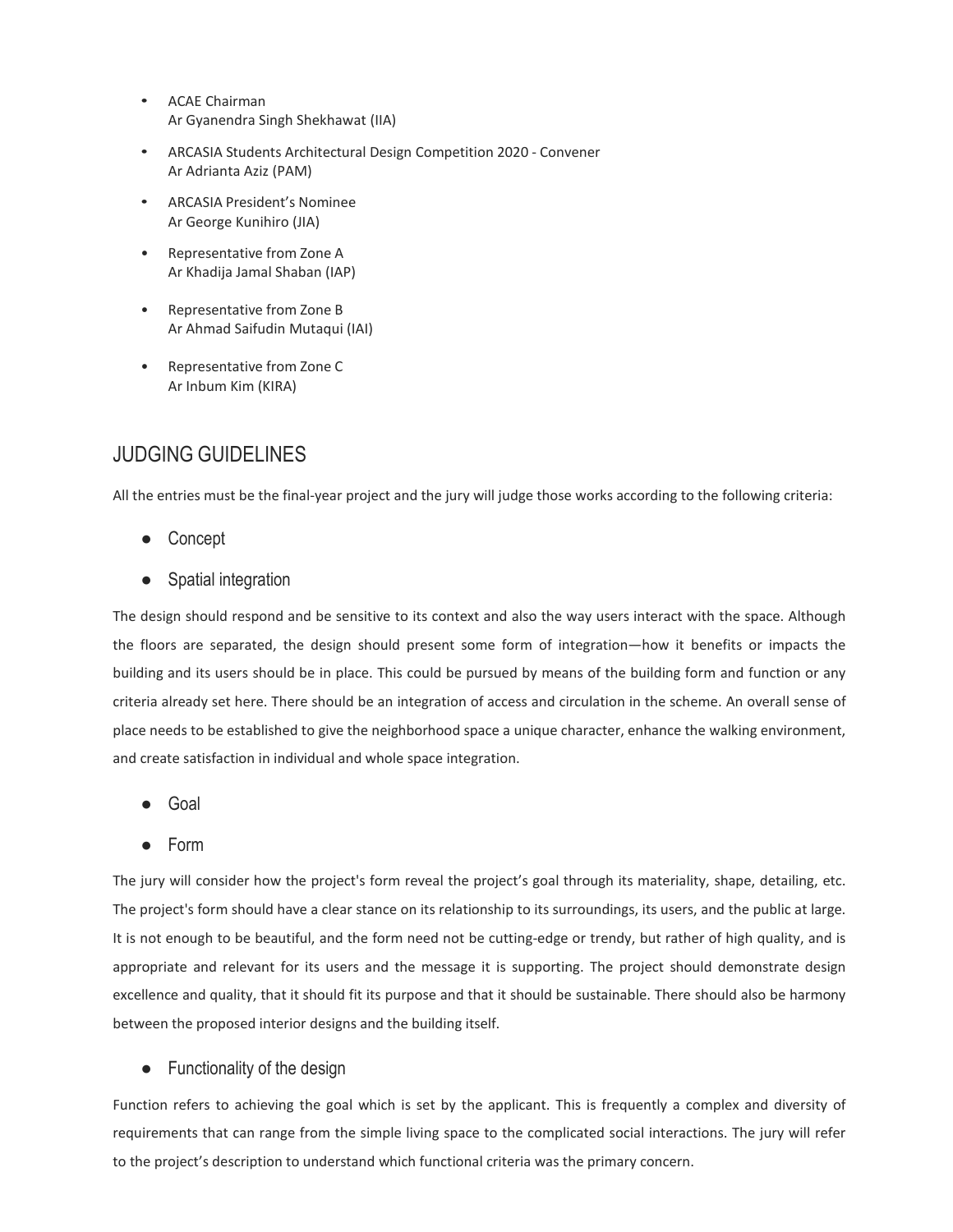- ACAE Chairman
  Ar Gyanendra Singh Shekhawat (IIA)
- ARCASIA Students Architectural Design Competition 2020 - Convener
  Ar Adrianta Aziz (PAM)
- ARCASIA President's Nominee
  Ar George Kunihiro (JIA)
- Representative from Zone A
  Ar Khadija Jamal Shaban (IAP)
- Representative from Zone B
  Ar Ahmad Saifudin Mutaqui (IAI)
- Representative from Zone C
  Ar Inbum Kim (KIRA)

## JUDGING GUIDELINES

All the entries must be the final-year project and the jury will judge those works according to the following criteria:

- Concept
- Spatial integration

The design should respond and be sensitive to its context and also the way users interact with the space. Although the floors are separated, the design should present some form of integration—how it benefits or impacts the building and its users should be in place. This could be pursued by means of the building form and function or any criteria already set here. There should be an integration of access and circulation in the scheme. An overall sense of place needs to be established to give the neighborhood space a unique character, enhance the walking environment, and create satisfaction in individual and whole space integration.

- Goal
- Form

The jury will consider how the project's form reveal the project's goal through its materiality, shape, detailing, etc. The project's form should have a clear stance on its relationship to its surroundings, its users, and the public at large. It is not enough to be beautiful, and the form need not be cutting-edge or trendy, but rather of high quality, and is appropriate and relevant for its users and the message it is supporting. The project should demonstrate design excellence and quality, that it should fit its purpose and that it should be sustainable. There should also be harmony between the proposed interior designs and the building itself.

- Functionality of the design

Function refers to achieving the goal which is set by the applicant. This is frequently a complex and diversity of requirements that can range from the simple living space to the complicated social interactions. The jury will refer to the project's description to understand which functional criteria was the primary concern.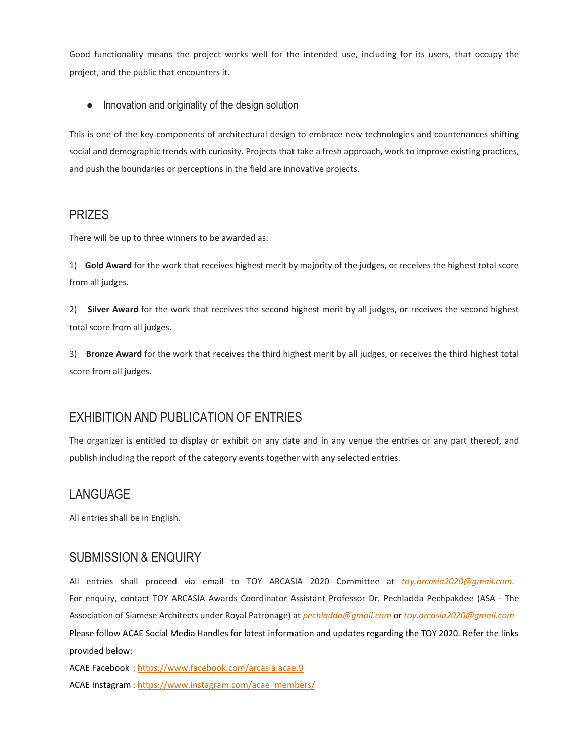Good functionality means the project works well for the intended use, including for its users, that occupy the project, and the public that encounters it.

- Innovation and originality of the design solution

This is one of the key components of architectural design to embrace new technologies and countenances shifting social and demographic trends with curiosity. Projects that take a fresh approach, work to improve existing practices, and push the boundaries or perceptions in the field are innovative projects.

## PRIZES

There will be up to three winners to be awarded as:

1) **Gold Award** for the work that receives highest merit by majority of the judges, or receives the highest total score from all judges.

2) **Silver Award** for the work that receives the second highest merit by all judges, or receives the second highest total score from all judges.

3) **Bronze Award** for the work that receives the third highest merit by all judges, or receives the third highest total score from all judges.

## EXHIBITION AND PUBLICATION OF ENTRIES

The organizer is entitled to display or exhibit on any date and in any venue the entries or any part thereof, and publish including the report of the category events together with any selected entries.

## LANGUAGE

All entries shall be in English.

## SUBMISSION & ENQUIRY

All entries shall proceed via email to TOY ARCASIA 2020 Committee at *toy.arcasia2020@gmail.com.* For enquiry, contact TOY ARCASIA Awards Coordinator Assistant Professor Dr. Pechladda Pechpakdee (ASA - The Association of Siamese Architects under Royal Patronage) at *pechladda@gmail.com* or *toy.arcasia2020@gmail.com*
Please follow ACAE Social Media Handles for latest information and updates regarding the TOY 2020. Refer the links provided below:
ACAE Facebook : https://www.facebook.com/arcasia.acae.9
ACAE Instagram : https://www.instagram.com/acae_members/